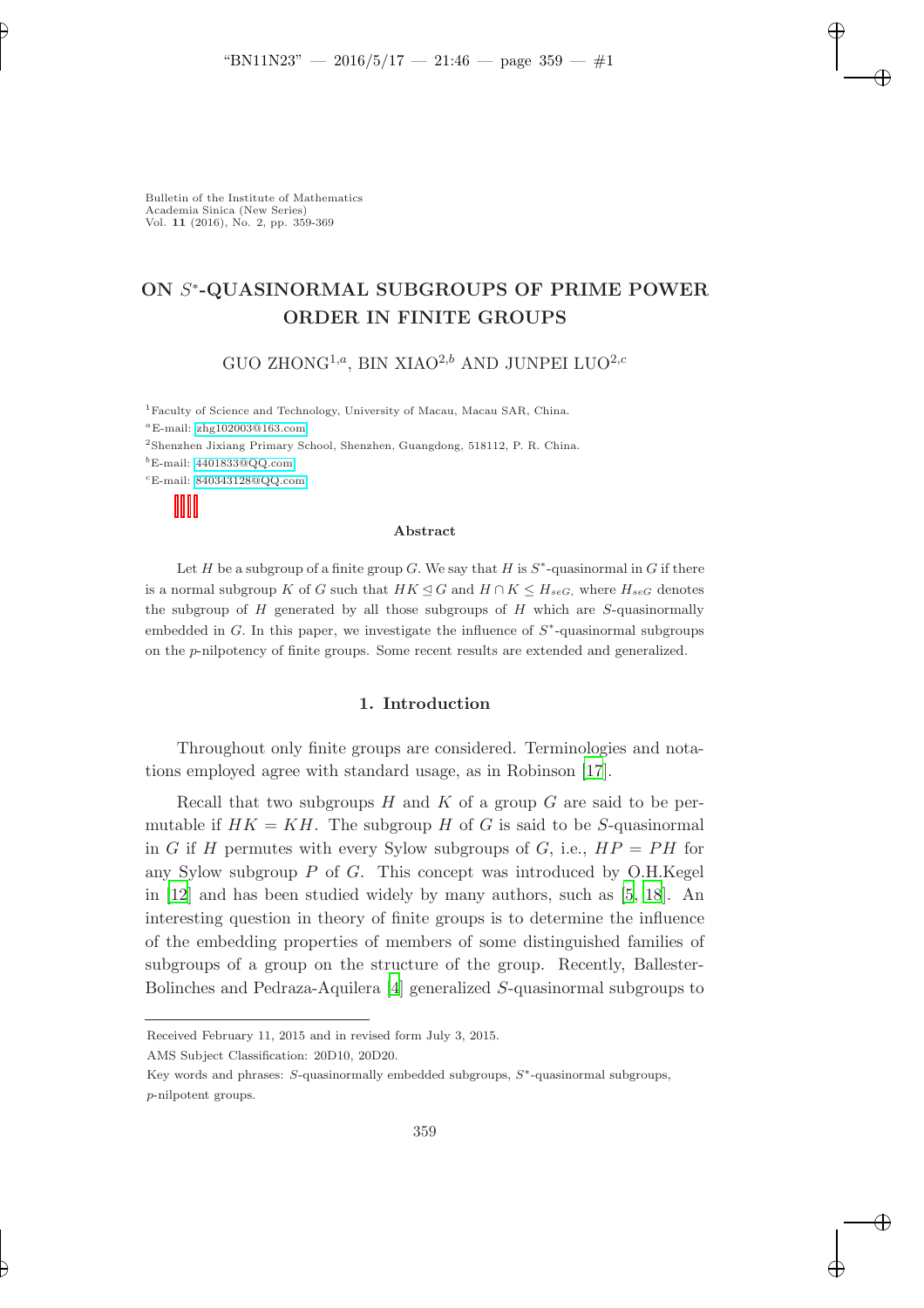Bulletin of the Institute of Mathematics
Academia Sinica (New Series)
Vol. **11** (2016), No. 2, pp. 359-369

# ON $S^*$-QUASINORMAL SUBGROUPS OF PRIME POWER ORDER IN FINITE GROUPS

GUO ZHONG[1,a], BIN XIAO[2,b] AND JUNPEI LUO[2,c]

[1]Faculty of Science and Technology, University of Macau, Macau SAR, China.

[a]E-mail: zhg102003@163.com

[2]Shenzhen Jixiang Primary School, Shenzhen, Guangdong, 518112, P. R. China.

[b]E-mail: 4401833@QQ.com

[c]E-mail: 840343128@QQ.com

### Abstract

Let $H$ be a subgroup of a finite group $G$. We say that $H$ is $S^*$-quasinormal in $G$ if there is a normal subgroup $K$ of $G$ such that $HK \trianglelefteq G$ and $H \cap K \leq H_{seG}$, where $H_{seG}$ denotes the subgroup of $H$ generated by all those subgroups of $H$ which are $S$-quasinormally embedded in $G$. In this paper, we investigate the influence of $S^*$-quasinormal subgroups on the $p$-nilpotency of finite groups. Some recent results are extended and generalized.

## 1. Introduction

Throughout only finite groups are considered. Terminologies and notations employed agree with standard usage, as in Robinson [17].

Recall that two subgroups $H$ and $K$ of a group $G$ are said to be permutable if $HK = KH$. The subgroup $H$ of $G$ is said to be $S$-quasinormal in $G$ if $H$ permutes with every Sylow subgroups of $G$, i.e., $HP = PH$ for any Sylow subgroup $P$ of $G$. This concept was introduced by O.H.Kegel in [12] and has been studied widely by many authors, such as [5, 18]. An interesting question in theory of finite groups is to determine the influence of the embedding properties of members of some distinguished families of subgroups of a group on the structure of the group. Recently, Ballester-Bolinches and Pedraza-Aquilera [4] generalized $S$-quasinormal subgroups to

---

Received February 11, 2015 and in revised form July 3, 2015.

AMS Subject Classification: 20D10, 20D20.

Key words and phrases: $S$-quasinormally embedded subgroups, $S^*$-quasinormal subgroups, $p$-nilpotent groups.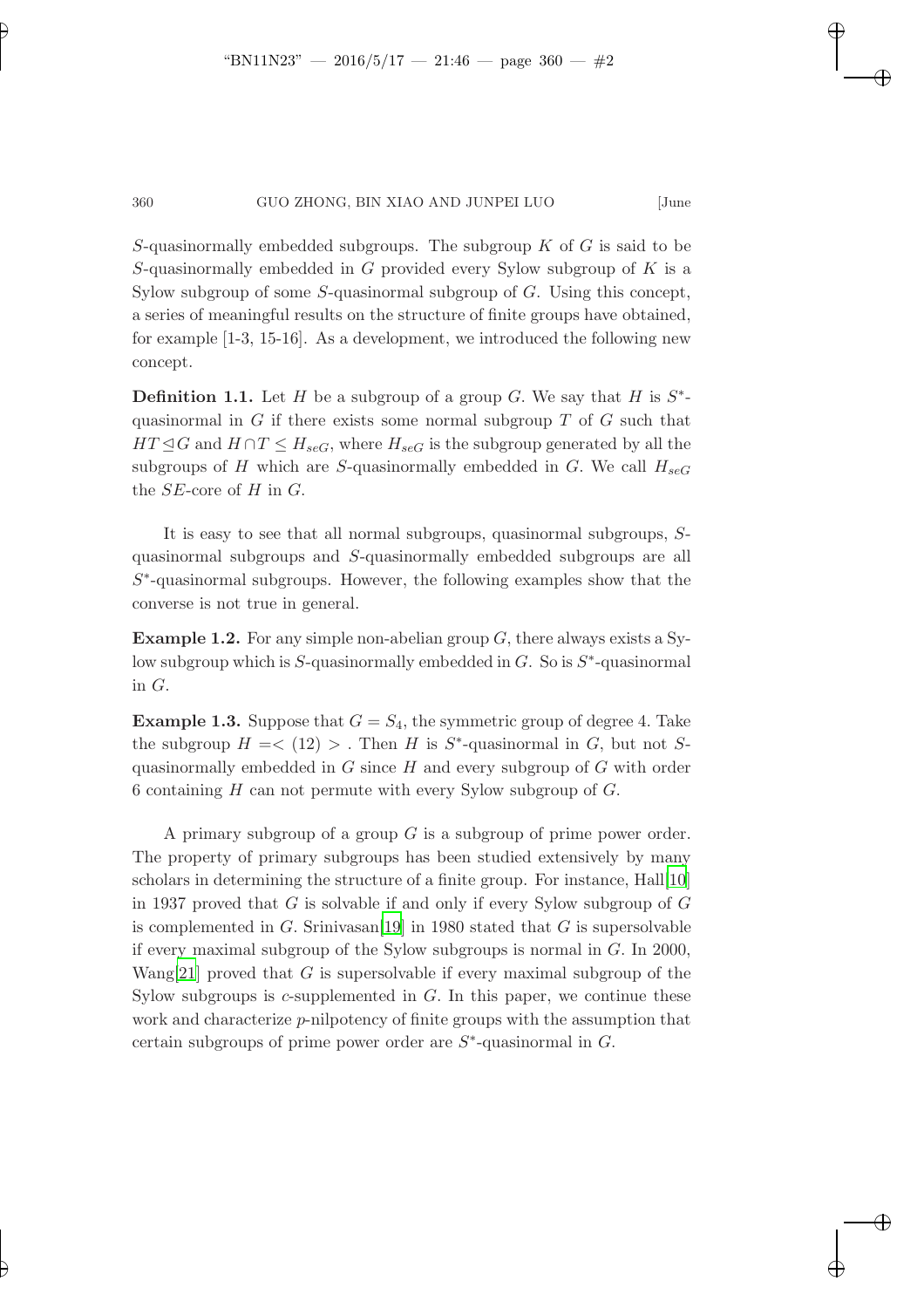$S$-quasinormally embedded subgroups. The subgroup $K$ of $G$ is said to be $S$-quasinormally embedded in $G$ provided every Sylow subgroup of $K$ is a Sylow subgroup of some $S$-quasinormal subgroup of $G$. Using this concept, a series of meaningful results on the structure of finite groups have obtained, for example [1-3, 15-16]. As a development, we introduced the following new concept.

**Definition 1.1.** Let $H$ be a subgroup of a group $G$. We say that $H$ is $S^*$-quasinormal in $G$ if there exists some normal subgroup $T$ of $G$ such that $HT \trianglelefteq G$ and $H \cap T \leq H_{seG}$, where $H_{seG}$ is the subgroup generated by all the subgroups of $H$ which are $S$-quasinormally embedded in $G$. We call $H_{seG}$ the $SE$-core of $H$ in $G$.

It is easy to see that all normal subgroups, quasinormal subgroups, $S$-quasinormal subgroups and $S$-quasinormally embedded subgroups are all $S^*$-quasinormal subgroups. However, the following examples show that the converse is not true in general.

**Example 1.2.** For any simple non-abelian group $G$, there always exists a Sylow subgroup which is $S$-quasinormally embedded in $G$. So is $S^*$-quasinormal in $G$.

**Example 1.3.** Suppose that $G = S_4$, the symmetric group of degree 4. Take the subgroup $H =< (12) >$ . Then $H$ is $S^*$-quasinormal in $G$, but not $S$-quasinormally embedded in $G$ since $H$ and every subgroup of $G$ with order 6 containing $H$ can not permute with every Sylow subgroup of $G$.

A primary subgroup of a group $G$ is a subgroup of prime power order. The property of primary subgroups has been studied extensively by many scholars in determining the structure of a finite group. For instance, Hall[10] in 1937 proved that $G$ is solvable if and only if every Sylow subgroup of $G$ is complemented in $G$. Srinivasan[19] in 1980 stated that $G$ is supersolvable if every maximal subgroup of the Sylow subgroups is normal in $G$. In 2000, Wang[21] proved that $G$ is supersolvable if every maximal subgroup of the Sylow subgroups is $c$-supplemented in $G$. In this paper, we continue these work and characterize $p$-nilpotency of finite groups with the assumption that certain subgroups of prime power order are $S^*$-quasinormal in $G$.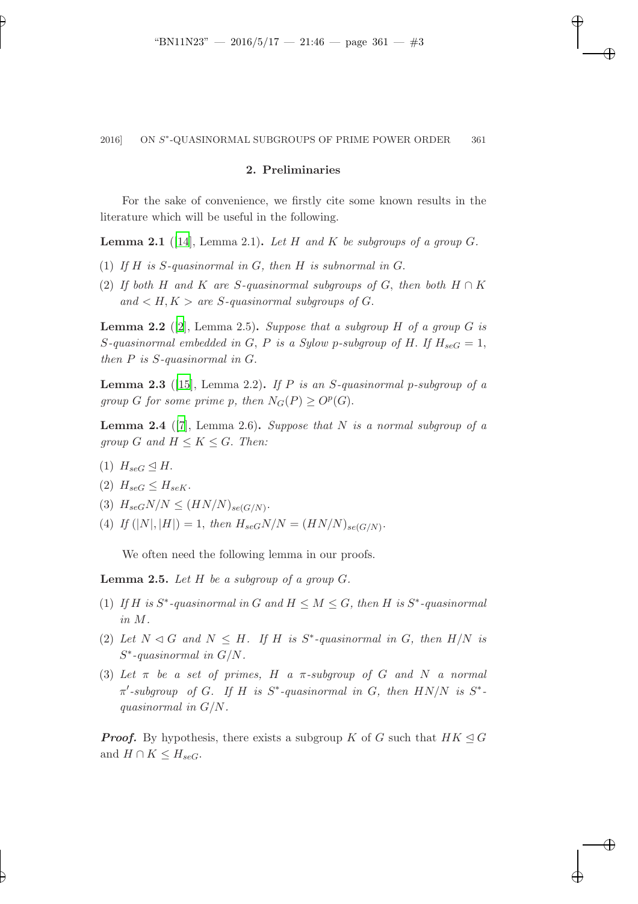## 2. Preliminaries

For the sake of convenience, we firstly cite some known results in the literature which will be useful in the following.

**Lemma 2.1** ([14], Lemma 2.1)**.** *Let $H$ and $K$ be subgroups of a group $G$.*

(1) *If $H$ is $S$-quasinormal in $G$, then $H$ is subnormal in $G$.*

(2) *If both $H$ and $K$ are $S$-quasinormal subgroups of $G$, then both $H \cap K$ and $< H, K >$ are $S$-quasinormal subgroups of $G$.*

**Lemma 2.2** ([2], Lemma 2.5)**.** *Suppose that a subgroup $H$ of a group $G$ is $S$-quasinormal embedded in $G$, $P$ is a Sylow $p$-subgroup of $H$. If $H_{seG} = 1$, then $P$ is $S$-quasinormal in $G$.*

**Lemma 2.3** ([15], Lemma 2.2)**.** *If $P$ is an $S$-quasinormal $p$-subgroup of a group $G$ for some prime $p$, then $N_G(P) \geq O^p(G)$.*

**Lemma 2.4** ([7], Lemma 2.6)**.** *Suppose that $N$ is a normal subgroup of a group $G$ and $H \leq K \leq G$. Then:*

(1) $H_{seG} \trianglelefteq H$.

(2) $H_{seG} \leq H_{seK}$.

(3) $H_{seG}N/N \leq (HN/N)_{se(G/N)}$.

(4) *If $(|N|, |H|) = 1$, then $H_{seG}N/N = (HN/N)_{se(G/N)}$.*

We often need the following lemma in our proofs.

**Lemma 2.5.** *Let $H$ be a subgroup of a group $G$.*

(1) *If $H$ is $S^*$-quasinormal in $G$ and $H \leq M \leq G$, then $H$ is $S^*$-quasinormal in $M$.*

(2) *Let $N \lhd G$ and $N \leq H$. If $H$ is $S^*$-quasinormal in $G$, then $H/N$ is $S^*$-quasinormal in $G/N$.*

(3) *Let $\pi$ be a set of primes, $H$ a $\pi$-subgroup of $G$ and $N$ a normal $\pi'$-subgroup of $G$. If $H$ is $S^*$-quasinormal in $G$, then $HN/N$ is $S^*$-quasinormal in $G/N$.*

***Proof.*** By hypothesis, there exists a subgroup $K$ of $G$ such that $HK \trianglelefteq G$ and $H \cap K \leq H_{seG}$.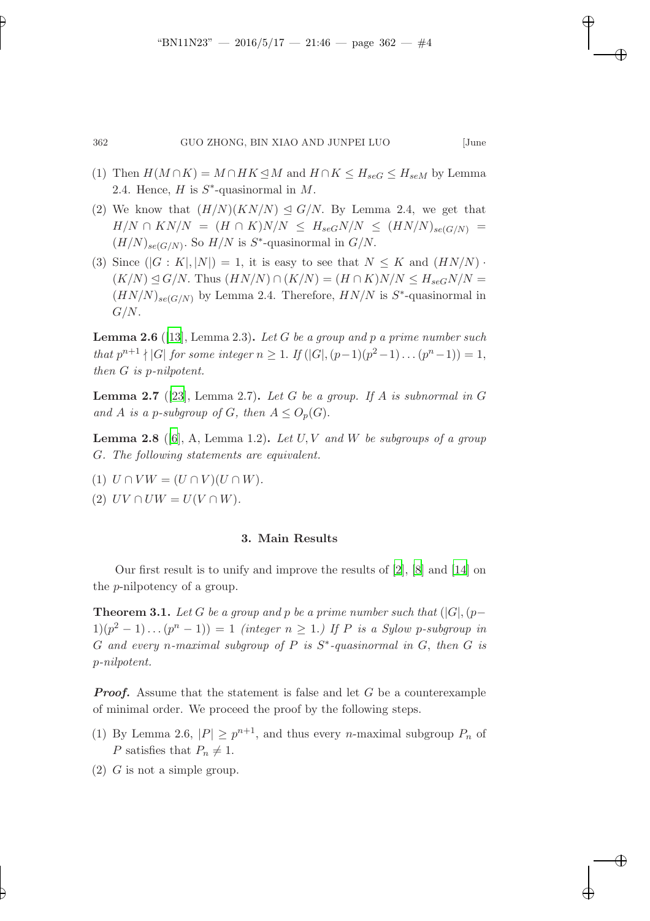(1) Then $H(M \cap K) = M \cap HK \trianglelefteq M$ and $H \cap K \leq H_{seG} \leq H_{seM}$ by Lemma 2.4. Hence, $H$ is $S^*$-quasinormal in $M$.

(2) We know that $(H/N)(KN/N) \trianglelefteq G/N$. By Lemma 2.4, we get that $H/N \cap KN/N = (H \cap K)N/N \leq H_{seG}N/N \leq (HN/N)_{se(G/N)} = (H/N)_{se(G/N)}$. So $H/N$ is $S^*$-quasinormal in $G/N$.

(3) Since $(|G : K|, |N|) = 1$, it is easy to see that $N \leq K$ and $(HN/N) \cdot (K/N) \trianglelefteq G/N$. Thus $(HN/N) \cap (K/N) = (H \cap K)N/N \leq H_{seG}N/N = (HN/N)_{se(G/N)}$ by Lemma 2.4. Therefore, $HN/N$ is $S^*$-quasinormal in $G/N$.

**Lemma 2.6** ([13], Lemma 2.3)**.** *Let $G$ be a group and $p$ a prime number such that $p^{n+1} \nmid |G|$ for some integer $n \geq 1$. If $(|G|, (p-1)(p^2-1)\dots(p^n-1)) = 1$, then $G$ is $p$-nilpotent.*

**Lemma 2.7** ([23], Lemma 2.7)**.** *Let $G$ be a group. If $A$ is subnormal in $G$ and $A$ is a $p$-subgroup of $G$, then $A \leq O_p(G)$.*

**Lemma 2.8** ([6], A, Lemma 1.2)**.** *Let $U, V$ and $W$ be subgroups of a group $G$. The following statements are equivalent.*

(1) $U \cap VW = (U \cap V)(U \cap W)$.

(2) $UV \cap UW = U(V \cap W)$.

## 3. Main Results

Our first result is to unify and improve the results of [2], [8] and [14] on the $p$-nilpotency of a group.

**Theorem 3.1.** *Let $G$ be a group and $p$ be a prime number such that $(|G|, (p-1)(p^2-1)\dots(p^n-1)) = 1$ (integer $n \geq 1$.) If $P$ is a Sylow $p$-subgroup in $G$ and every $n$-maximal subgroup of $P$ is $S^*$-quasinormal in $G$, then $G$ is $p$-nilpotent.*

***Proof.*** Assume that the statement is false and let $G$ be a counterexample of minimal order. We proceed the proof by the following steps.

(1) By Lemma 2.6, $|P| \geq p^{n+1}$, and thus every $n$-maximal subgroup $P_n$ of $P$ satisfies that $P_n \neq 1$.

(2) $G$ is not a simple group.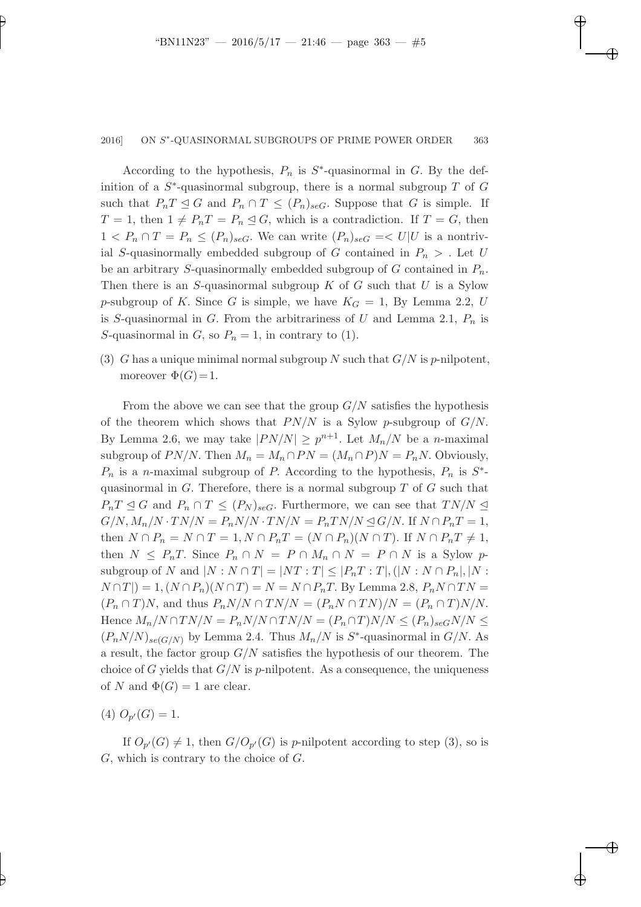According to the hypothesis, $P_n$ is $S^*$-quasinormal in $G$. By the definition of a $S^*$-quasinormal subgroup, there is a normal subgroup $T$ of $G$ such that $P_nT \trianglelefteq G$ and $P_n \cap T \leq (P_n)_{seG}$. Suppose that $G$ is simple. If $T = 1$, then $1 \neq P_nT = P_n \trianglelefteq G$, which is a contradiction. If $T = G$, then $1 < P_n \cap T = P_n \leq (P_n)_{seG}$. We can write $(P_n)_{seG} =< U | U$ is a nontrivial $S$-quasinormally embedded subgroup of $G$ contained in $P_n >$ . Let $U$ be an arbitrary $S$-quasinormally embedded subgroup of $G$ contained in $P_n$. Then there is an $S$-quasinormal subgroup $K$ of $G$ such that $U$ is a Sylow $p$-subgroup of $K$. Since $G$ is simple, we have $K_G = 1$, By Lemma 2.2, $U$ is $S$-quasinormal in $G$. From the arbitrariness of $U$ and Lemma 2.1, $P_n$ is $S$-quasinormal in $G$, so $P_n = 1$, in contrary to (1).

(3) $G$ has a unique minimal normal subgroup $N$ such that $G/N$ is $p$-nilpotent, moreover $\Phi(G) = 1$.

From the above we can see that the group $G/N$ satisfies the hypothesis of the theorem which shows that $PN/N$ is a Sylow $p$-subgroup of $G/N$. By Lemma 2.6, we may take $|PN/N| \geq p^{n+1}$. Let $M_n/N$ be a $n$-maximal subgroup of $PN/N$. Then $M_n = M_n \cap PN = (M_n \cap P)N = P_nN$. Obviously, $P_n$ is a $n$-maximal subgroup of $P$. According to the hypothesis, $P_n$ is $S^*$-quasinormal in $G$. Therefore, there is a normal subgroup $T$ of $G$ such that $P_nT \trianglelefteq G$ and $P_n \cap T \leq (P_N)_{seG}$. Furthermore, we can see that $TN/N \trianglelefteq G/N, M_n/N \cdot TN/N = P_nN/N \cdot TN/N = P_nTN/N \trianglelefteq G/N$. If $N \cap P_nT = 1$, then $N \cap P_n = N \cap T = 1, N \cap P_nT = (N \cap P_n)(N \cap T)$. If $N \cap P_nT \neq 1$, then $N \leq P_nT$. Since $P_n \cap N = P \cap M_n \cap N = P \cap N$ is a Sylow $p$-subgroup of $N$ and $|N : N \cap T| = |NT : T| \leq |P_nT : T|, (|N : N \cap P_n|, |N : N \cap T|) = 1, (N \cap P_n)(N \cap T) = N = N \cap P_nT$. By Lemma 2.8, $P_nN \cap TN = (P_n \cap T)N$, and thus $P_nN/N \cap TN/N = (P_nN \cap TN)/N = (P_n \cap T)N/N$. Hence $M_n/N \cap TN/N = P_nN/N \cap TN/N = (P_n \cap T)N/N \leq (P_n)_{seG}N/N \leq (P_nN/N)_{se(G/N)}$ by Lemma 2.4. Thus $M_n/N$ is $S^*$-quasinormal in $G/N$. As a result, the factor group $G/N$ satisfies the hypothesis of our theorem. The choice of $G$ yields that $G/N$ is $p$-nilpotent. As a consequence, the uniqueness of $N$ and $\Phi(G) = 1$ are clear.

(4) $O_{p'}(G) = 1$.

If $O_{p'}(G) \neq 1$, then $G/O_{p'}(G)$ is $p$-nilpotent according to step (3), so is $G$, which is contrary to the choice of $G$.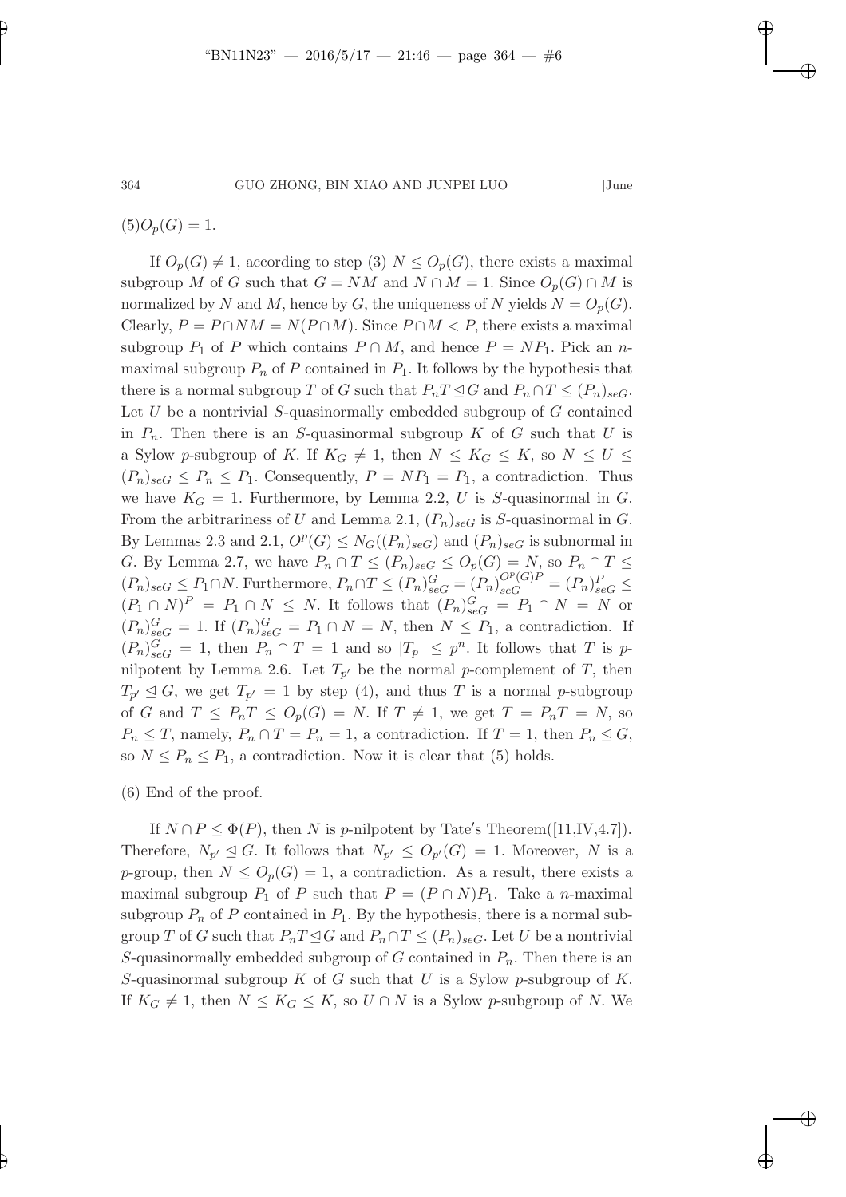(5) $O_p(G) = 1$.

If $O_p(G) \neq 1$, according to step (3) $N \leq O_p(G)$, there exists a maximal subgroup $M$ of $G$ such that $G = NM$ and $N \cap M = 1$. Since $O_p(G) \cap M$ is normalized by $N$ and $M$, hence by $G$, the uniqueness of $N$ yields $N = O_p(G)$. Clearly, $P = P \cap NM = N(P \cap M)$. Since $P \cap M < P$, there exists a maximal subgroup $P_1$ of $P$ which contains $P \cap M$, and hence $P = NP_1$. Pick an $n$-maximal subgroup $P_n$ of $P$ contained in $P_1$. It follows by the hypothesis that there is a normal subgroup $T$ of $G$ such that $P_nT \trianglelefteq G$ and $P_n \cap T \leq (P_n)_{seG}$. Let $U$ be a nontrivial $S$-quasinormally embedded subgroup of $G$ contained in $P_n$. Then there is an $S$-quasinormal subgroup $K$ of $G$ such that $U$ is a Sylow $p$-subgroup of $K$. If $K_G \neq 1$, then $N \leq K_G \leq K$, so $N \leq U \leq (P_n)_{seG} \leq P_n \leq P_1$. Consequently, $P = NP_1 = P_1$, a contradiction. Thus we have $K_G = 1$. Furthermore, by Lemma 2.2, $U$ is $S$-quasinormal in $G$. From the arbitrariness of $U$ and Lemma 2.1, $(P_n)_{seG}$ is $S$-quasinormal in $G$. By Lemmas 2.3 and 2.1, $O^p(G) \leq N_G((P_n)_{seG})$ and $(P_n)_{seG}$ is subnormal in $G$. By Lemma 2.7, we have $P_n \cap T \leq (P_n)_{seG} \leq O_p(G) = N$, so $P_n \cap T \leq (P_n)_{seG} \leq P_1 \cap N$. Furthermore, $P_n \cap T \leq (P_n)_{seG}^G = (P_n)_{seG}^{O^p(G)P} = (P_n)_{seG}^P \leq (P_1 \cap N)^P = P_1 \cap N \leq N$. It follows that $(P_n)_{seG}^G = P_1 \cap N = N$ or $(P_n)_{seG}^G = 1$. If $(P_n)_{seG}^G = P_1 \cap N = N$, then $N \leq P_1$, a contradiction. If $(P_n)_{seG}^G = 1$, then $P_n \cap T = 1$ and so $|T_p| \leq p^n$. It follows that $T$ is $p$-nilpotent by Lemma 2.6. Let $T_{p'}$ be the normal $p$-complement of $T$, then $T_{p'} \trianglelefteq G$, we get $T_{p'} = 1$ by step (4), and thus $T$ is a normal $p$-subgroup of $G$ and $T \leq P_nT \leq O_p(G) = N$. If $T \neq 1$, we get $T = P_nT = N$, so $P_n \leq T$, namely, $P_n \cap T = P_n = 1$, a contradiction. If $T = 1$, then $P_n \trianglelefteq G$, so $N \leq P_n \leq P_1$, a contradiction. Now it is clear that (5) holds.

(6) End of the proof.

If $N \cap P \leq \Phi(P)$, then $N$ is $p$-nilpotent by Tate′s Theorem([11,IV,4.7]). Therefore, $N_{p'} \trianglelefteq G$. It follows that $N_{p'} \leq O_{p'}(G) = 1$. Moreover, $N$ is a $p$-group, then $N \leq O_p(G) = 1$, a contradiction. As a result, there exists a maximal subgroup $P_1$ of $P$ such that $P = (P \cap N)P_1$. Take a $n$-maximal subgroup $P_n$ of $P$ contained in $P_1$. By the hypothesis, there is a normal subgroup $T$ of $G$ such that $P_nT \trianglelefteq G$ and $P_n \cap T \leq (P_n)_{seG}$. Let $U$ be a nontrivial $S$-quasinormally embedded subgroup of $G$ contained in $P_n$. Then there is an $S$-quasinormal subgroup $K$ of $G$ such that $U$ is a Sylow $p$-subgroup of $K$. If $K_G \neq 1$, then $N \leq K_G \leq K$, so $U \cap N$ is a Sylow $p$-subgroup of $N$. We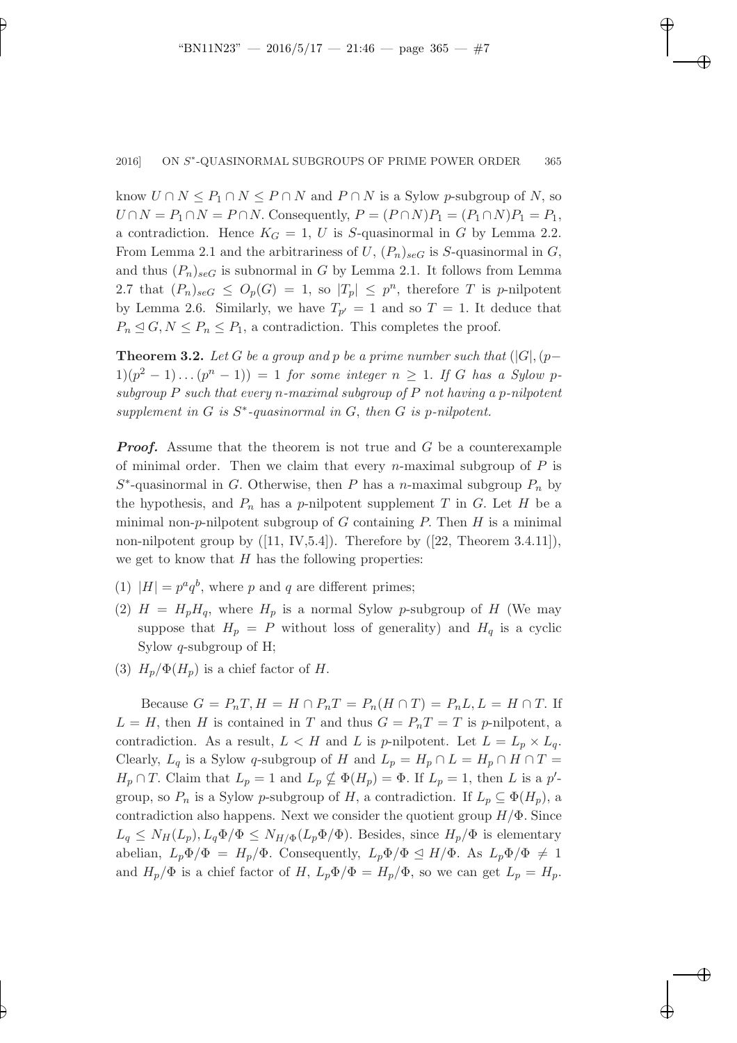know $U \cap N \leq P_1 \cap N \leq P \cap N$ and $P \cap N$ is a Sylow $p$-subgroup of $N$, so $U \cap N = P_1 \cap N = P \cap N$. Consequently, $P = (P \cap N)P_1 = (P_1 \cap N)P_1 = P_1$, a contradiction. Hence $K_G = 1$, $U$ is $S$-quasinormal in $G$ by Lemma 2.2. From Lemma 2.1 and the arbitrariness of $U$, $(P_n)_{seG}$ is $S$-quasinormal in $G$, and thus $(P_n)_{seG}$ is subnormal in $G$ by Lemma 2.1. It follows from Lemma 2.7 that $(P_n)_{seG} \leq O_p(G) = 1$, so $|T_p| \leq p^n$, therefore $T$ is $p$-nilpotent by Lemma 2.6. Similarly, we have $T_{p'} = 1$ and so $T = 1$. It deduce that $P_n \trianglelefteq G, N \leq P_n \leq P_1$, a contradiction. This completes the proof.

**Theorem 3.2.** *Let $G$ be a group and $p$ be a prime number such that $(|G|, (p-1)(p^2-1)\ldots(p^n-1)) = 1$ for some integer $n \geq 1$. If $G$ has a Sylow $p$-subgroup $P$ such that every $n$-maximal subgroup of $P$ not having a $p$-nilpotent supplement in $G$ is $S^*$-quasinormal in $G$, then $G$ is $p$-nilpotent.*

***Proof.*** Assume that the theorem is not true and $G$ be a counterexample of minimal order. Then we claim that every $n$-maximal subgroup of $P$ is $S^*$-quasinormal in $G$. Otherwise, then $P$ has a $n$-maximal subgroup $P_n$ by the hypothesis, and $P_n$ has a $p$-nilpotent supplement $T$ in $G$. Let $H$ be a minimal non-$p$-nilpotent subgroup of $G$ containing $P$. Then $H$ is a minimal non-nilpotent group by ([11, IV,5.4]). Therefore by ([22, Theorem 3.4.11]), we get to know that $H$ has the following properties:

(1) $|H| = p^a q^b$, where $p$ and $q$ are different primes;

(2) $H = H_p H_q$, where $H_p$ is a normal Sylow $p$-subgroup of $H$ (We may suppose that $H_p = P$ without loss of generality) and $H_q$ is a cyclic Sylow $q$-subgroup of H;

(3) $H_p/\Phi(H_p)$ is a chief factor of $H$.

Because $G = P_n T, H = H \cap P_n T = P_n(H \cap T) = P_n L, L = H \cap T$. If $L = H$, then $H$ is contained in $T$ and thus $G = P_n T = T$ is $p$-nilpotent, a contradiction. As a result, $L < H$ and $L$ is $p$-nilpotent. Let $L = L_p \times L_q$. Clearly, $L_q$ is a Sylow $q$-subgroup of $H$ and $L_p = H_p \cap L = H_p \cap H \cap T = H_p \cap T$. Claim that $L_p = 1$ and $L_p \nsubseteq \Phi(H_p) = \Phi$. If $L_p = 1$, then $L$ is a $p'$-group, so $P_n$ is a Sylow $p$-subgroup of $H$, a contradiction. If $L_p \subseteq \Phi(H_p)$, a contradiction also happens. Next we consider the quotient group $H/\Phi$. Since $L_q \leq N_H(L_p), L_q\Phi/\Phi \leq N_{H/\Phi}(L_p\Phi/\Phi)$. Besides, since $H_p/\Phi$ is elementary abelian, $L_p\Phi/\Phi = H_p/\Phi$. Consequently, $L_p\Phi/\Phi \trianglelefteq H/\Phi$. As $L_p\Phi/\Phi \neq 1$ and $H_p/\Phi$ is a chief factor of $H$, $L_p\Phi/\Phi = H_p/\Phi$, so we can get $L_p = H_p$.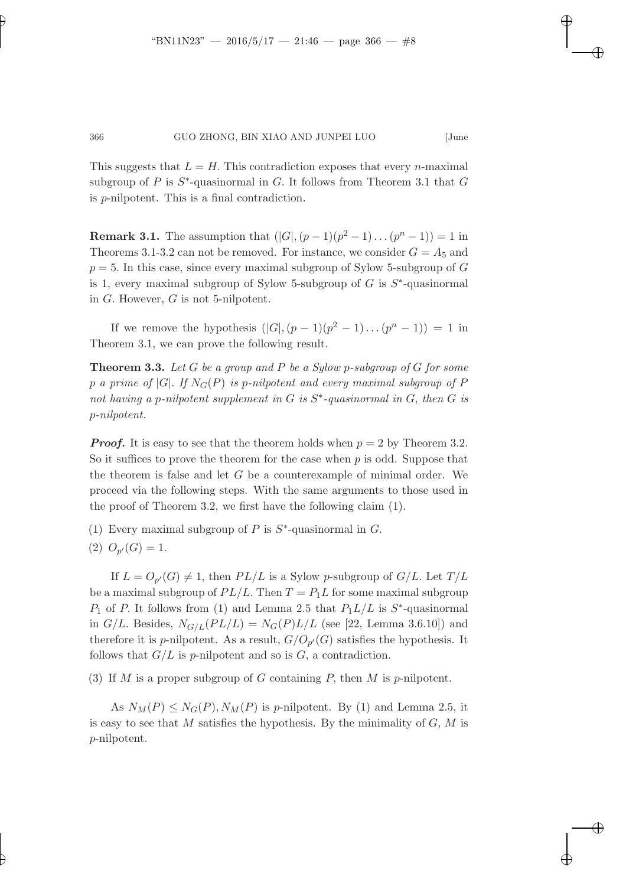This suggests that $L = H$. This contradiction exposes that every $n$-maximal subgroup of $P$ is $S^*$-quasinormal in $G$. It follows from Theorem 3.1 that $G$ is $p$-nilpotent. This is a final contradiction.

**Remark 3.1.** The assumption that $(|G|, (p-1)(p^2-1)\dots(p^n-1)) = 1$ in Theorems 3.1-3.2 can not be removed. For instance, we consider $G = A_5$ and $p = 5$. In this case, since every maximal subgroup of Sylow 5-subgroup of $G$ is 1, every maximal subgroup of Sylow 5-subgroup of $G$ is $S^*$-quasinormal in $G$. However, $G$ is not 5-nilpotent.

If we remove the hypothesis $(|G|, (p-1)(p^2-1)\dots(p^n-1)) = 1$ in Theorem 3.1, we can prove the following result.

**Theorem 3.3.** *Let $G$ be a group and $P$ be a Sylow $p$-subgroup of $G$ for some $p$ a prime of $|G|$. If $N_G(P)$ is $p$-nilpotent and every maximal subgroup of $P$ not having a $p$-nilpotent supplement in $G$ is $S^*$-quasinormal in $G$, then $G$ is $p$-nilpotent.*

***Proof.*** It is easy to see that the theorem holds when $p = 2$ by Theorem 3.2. So it suffices to prove the theorem for the case when $p$ is odd. Suppose that the theorem is false and let $G$ be a counterexample of minimal order. We proceed via the following steps. With the same arguments to those used in the proof of Theorem 3.2, we first have the following claim (1).

(1) Every maximal subgroup of $P$ is $S^*$-quasinormal in $G$.

(2) $O_{p'}(G) = 1$.

If $L = O_{p'}(G) \neq 1$, then $PL/L$ is a Sylow $p$-subgroup of $G/L$. Let $T/L$ be a maximal subgroup of $PL/L$. Then $T = P_1L$ for some maximal subgroup $P_1$ of $P$. It follows from (1) and Lemma 2.5 that $P_1L/L$ is $S^*$-quasinormal in $G/L$. Besides, $N_{G/L}(PL/L) = N_G(P)L/L$ (see [22, Lemma 3.6.10]) and therefore it is $p$-nilpotent. As a result, $G/O_{p'}(G)$ satisfies the hypothesis. It follows that $G/L$ is $p$-nilpotent and so is $G$, a contradiction.

(3) If $M$ is a proper subgroup of $G$ containing $P$, then $M$ is $p$-nilpotent.

As $N_M(P) \leq N_G(P), N_M(P)$ is $p$-nilpotent. By (1) and Lemma 2.5, it is easy to see that $M$ satisfies the hypothesis. By the minimality of $G$, $M$ is $p$-nilpotent.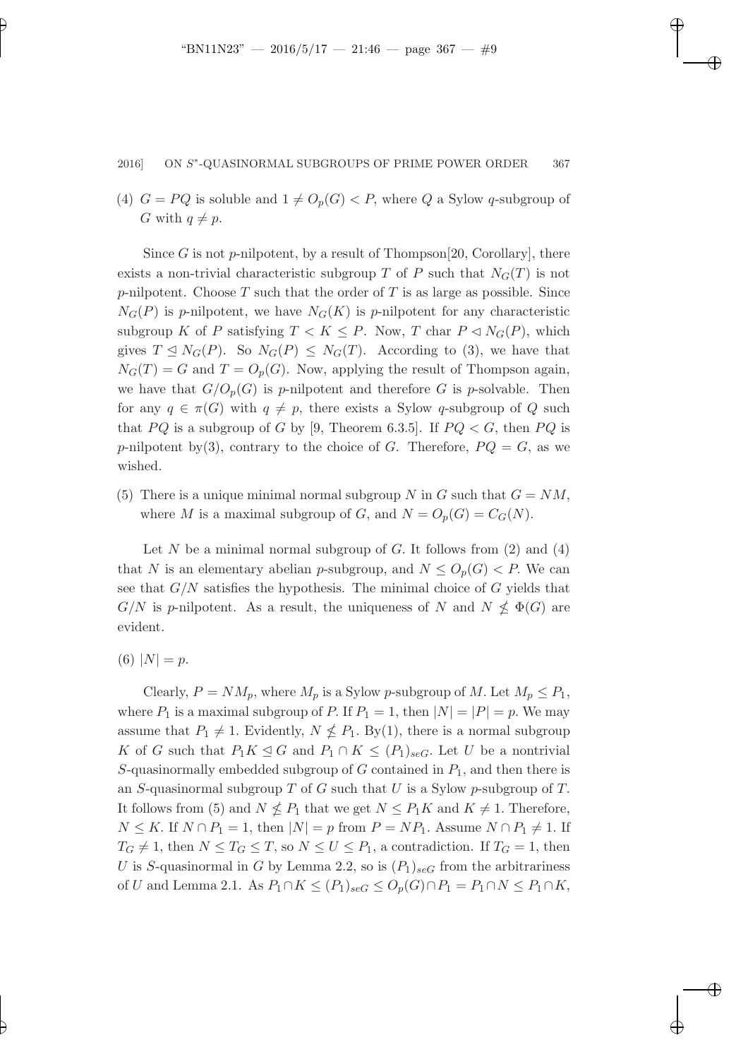(4) $G = PQ$ is soluble and $1 \neq O_p(G) < P$, where $Q$ a Sylow $q$-subgroup of $G$ with $q \neq p$.

Since $G$ is not $p$-nilpotent, by a result of Thompson[20, Corollary], there exists a non-trivial characteristic subgroup $T$ of $P$ such that $N_G(T)$ is not $p$-nilpotent. Choose $T$ such that the order of $T$ is as large as possible. Since $N_G(P)$ is $p$-nilpotent, we have $N_G(K)$ is $p$-nilpotent for any characteristic subgroup $K$ of $P$ satisfying $T < K \leq P$. Now, $T$ char $P \lhd N_G(P)$, which gives $T \trianglelefteq N_G(P)$. So $N_G(P) \leq N_G(T)$. According to (3), we have that $N_G(T) = G$ and $T = O_p(G)$. Now, applying the result of Thompson again, we have that $G/O_p(G)$ is $p$-nilpotent and therefore $G$ is $p$-solvable. Then for any $q \in \pi(G)$ with $q \neq p$, there exists a Sylow $q$-subgroup of $Q$ such that $PQ$ is a subgroup of $G$ by [9, Theorem 6.3.5]. If $PQ < G$, then $PQ$ is $p$-nilpotent by(3), contrary to the choice of $G$. Therefore, $PQ = G$, as we wished.

(5) There is a unique minimal normal subgroup $N$ in $G$ such that $G = NM$, where $M$ is a maximal subgroup of $G$, and $N = O_p(G) = C_G(N)$.

Let $N$ be a minimal normal subgroup of $G$. It follows from (2) and (4) that $N$ is an elementary abelian $p$-subgroup, and $N \leq O_p(G) < P$. We can see that $G/N$ satisfies the hypothesis. The minimal choice of $G$ yields that $G/N$ is $p$-nilpotent. As a result, the uniqueness of $N$ and $N \nleq \Phi(G)$ are evident.

(6) $|N| = p$.

Clearly, $P = NM_p$, where $M_p$ is a Sylow $p$-subgroup of $M$. Let $M_p \leq P_1$, where $P_1$ is a maximal subgroup of $P$. If $P_1 = 1$, then $|N| = |P| = p$. We may assume that $P_1 \neq 1$. Evidently, $N \nleq P_1$. By(1), there is a normal subgroup $K$ of $G$ such that $P_1K \trianglelefteq G$ and $P_1 \cap K \leq (P_1)_{seG}$. Let $U$ be a nontrivial $S$-quasinormally embedded subgroup of $G$ contained in $P_1$, and then there is an $S$-quasinormal subgroup $T$ of $G$ such that $U$ is a Sylow $p$-subgroup of $T$. It follows from (5) and $N \nleq P_1$ that we get $N \leq P_1K$ and $K \neq 1$. Therefore, $N \leq K$. If $N \cap P_1 = 1$, then $|N| = p$ from $P = NP_1$. Assume $N \cap P_1 \neq 1$. If $T_G \neq 1$, then $N \leq T_G \leq T$, so $N \leq U \leq P_1$, a contradiction. If $T_G = 1$, then $U$ is $S$-quasinormal in $G$ by Lemma 2.2, so is $(P_1)_{seG}$ from the arbitrariness of $U$ and Lemma 2.1. As $P_1 \cap K \leq (P_1)_{seG} \leq O_p(G) \cap P_1 = P_1 \cap N \leq P_1 \cap K$,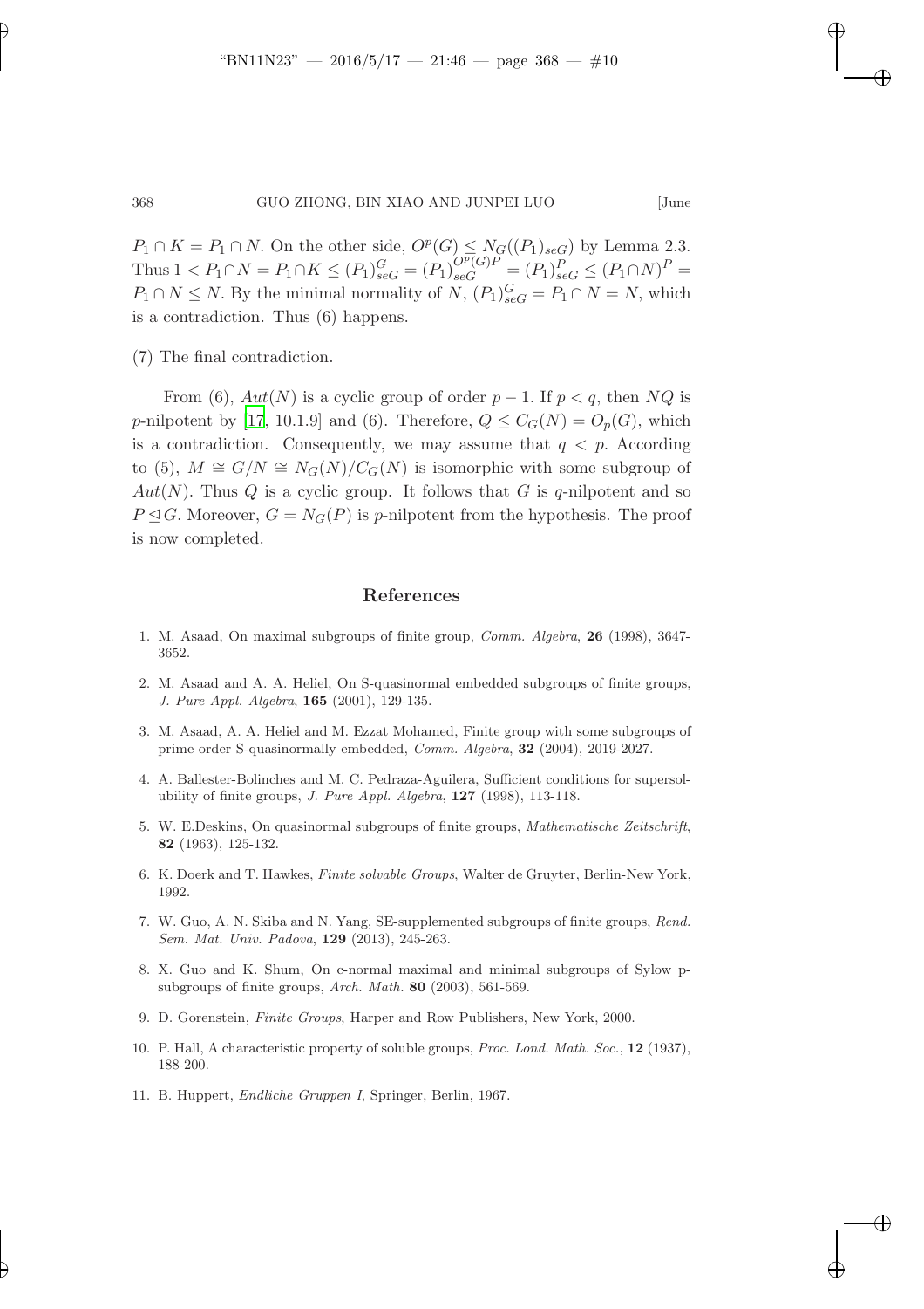$P_1 \cap K = P_1 \cap N$. On the other side, $O^p(G) \leq N_G((P_1)_{seG})$ by Lemma 2.3. Thus $1 < P_1 \cap N = P_1 \cap K \leq (P_1)^G_{seG} = (P_1)^{O^p(G)P}_{seG} = (P_1)^P_{seG} \leq (P_1 \cap N)^P = P_1 \cap N \leq N$. By the minimal normality of $N$, $(P_1)^G_{seG} = P_1 \cap N = N$, which is a contradiction. Thus (6) happens.

(7) The final contradiction.

From (6), $Aut(N)$ is a cyclic group of order $p-1$. If $p < q$, then $NQ$ is $p$-nilpotent by [17, 10.1.9] and (6). Therefore, $Q \leq C_G(N) = O_p(G)$, which is a contradiction. Consequently, we may assume that $q < p$. According to (5), $M \cong G/N \cong N_G(N)/C_G(N)$ is isomorphic with some subgroup of $Aut(N)$. Thus $Q$ is a cyclic group. It follows that $G$ is $q$-nilpotent and so $P \trianglelefteq G$. Moreover, $G = N_G(P)$ is $p$-nilpotent from the hypothesis. The proof is now completed.

## References

1. M. Asaad, On maximal subgroups of finite group, *Comm. Algebra*, **26** (1998), 3647-3652.
2. M. Asaad and A. A. Heliel, On S-quasinormal embedded subgroups of finite groups, *J. Pure Appl. Algebra*, **165** (2001), 129-135.
3. M. Asaad, A. A. Heliel and M. Ezzat Mohamed, Finite group with some subgroups of prime order S-quasinormally embedded, *Comm. Algebra*, **32** (2004), 2019-2027.
4. A. Ballester-Bolinches and M. C. Pedraza-Aguilera, Sufficient conditions for supersolubility of finite groups, *J. Pure Appl. Algebra*, **127** (1998), 113-118.
5. W. E.Deskins, On quasinormal subgroups of finite groups, *Mathematische Zeitschrift*, **82** (1963), 125-132.
6. K. Doerk and T. Hawkes, *Finite solvable Groups*, Walter de Gruyter, Berlin-New York, 1992.
7. W. Guo, A. N. Skiba and N. Yang, SE-supplemented subgroups of finite groups, *Rend. Sem. Mat. Univ. Padova*, **129** (2013), 245-263.
8. X. Guo and K. Shum, On c-normal maximal and minimal subgroups of Sylow p-subgroups of finite groups, *Arch. Math.* **80** (2003), 561-569.
9. D. Gorenstein, *Finite Groups*, Harper and Row Publishers, New York, 2000.
10. P. Hall, A characteristic property of soluble groups, *Proc. Lond. Math. Soc.*, **12** (1937), 188-200.
11. B. Huppert, *Endliche Gruppen I*, Springer, Berlin, 1967.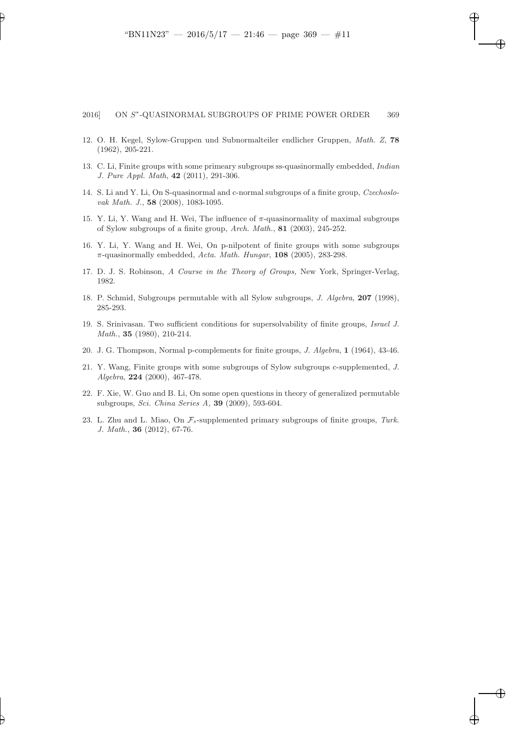12. O. H. Kegel, Sylow-Gruppen und Subnormalteiler endlicher Gruppen, *Math. Z*, **78** (1962), 205-221.

13. C. Li, Finite groups with some primeary subgroups ss-quasinormally embedded, *Indian J. Pure Appl. Math*, **42** (2011), 291-306.

14. S. Li and Y. Li, On S-quasinormal and c-normal subgroups of a finite group, *Czechoslovak Math. J.*, **58** (2008), 1083-1095.

15. Y. Li, Y. Wang and H. Wei, The influence of $\pi$-quasinormality of maximal subgroups of Sylow subgroups of a finite group, *Arch. Math.*, **81** (2003), 245-252.

16. Y. Li, Y. Wang and H. Wei, On p-nilpotent of finite groups with some subgroups $\pi$-quasinormally embedded, *Acta. Math. Hungar*, **108** (2005), 283-298.

17. D. J. S. Robinson, *A Course in the Theory of Groups,* New York, Springer-Verlag, 1982.

18. P. Schmid, Subgroups permutable with all Sylow subgroups, *J. Algebra*, **207** (1998), 285-293.

19. S. Srinivasan. Two sufficient conditions for supersolvability of finite groups, *Israel J. Math.*, **35** (1980), 210-214.

20. J. G. Thompson, Normal p-complements for finite groups, *J. Algebra,* **1** (1964), 43-46.

21. Y. Wang, Finite groups with some subgroups of Sylow subgroups c-supplemented, *J. Algebra*, **224** (2000), 467-478.

22. F. Xie, W. Guo and B. Li, On some open questions in theory of generalized permutable subgroups, *Sci. China Series A,* **39** (2009), 593-604.

23. L. Zhu and L. Miao, On $\mathcal{F}_s$-supplemented primary subgroups of finite groups, *Turk. J. Math.*, **36** (2012), 67-76.